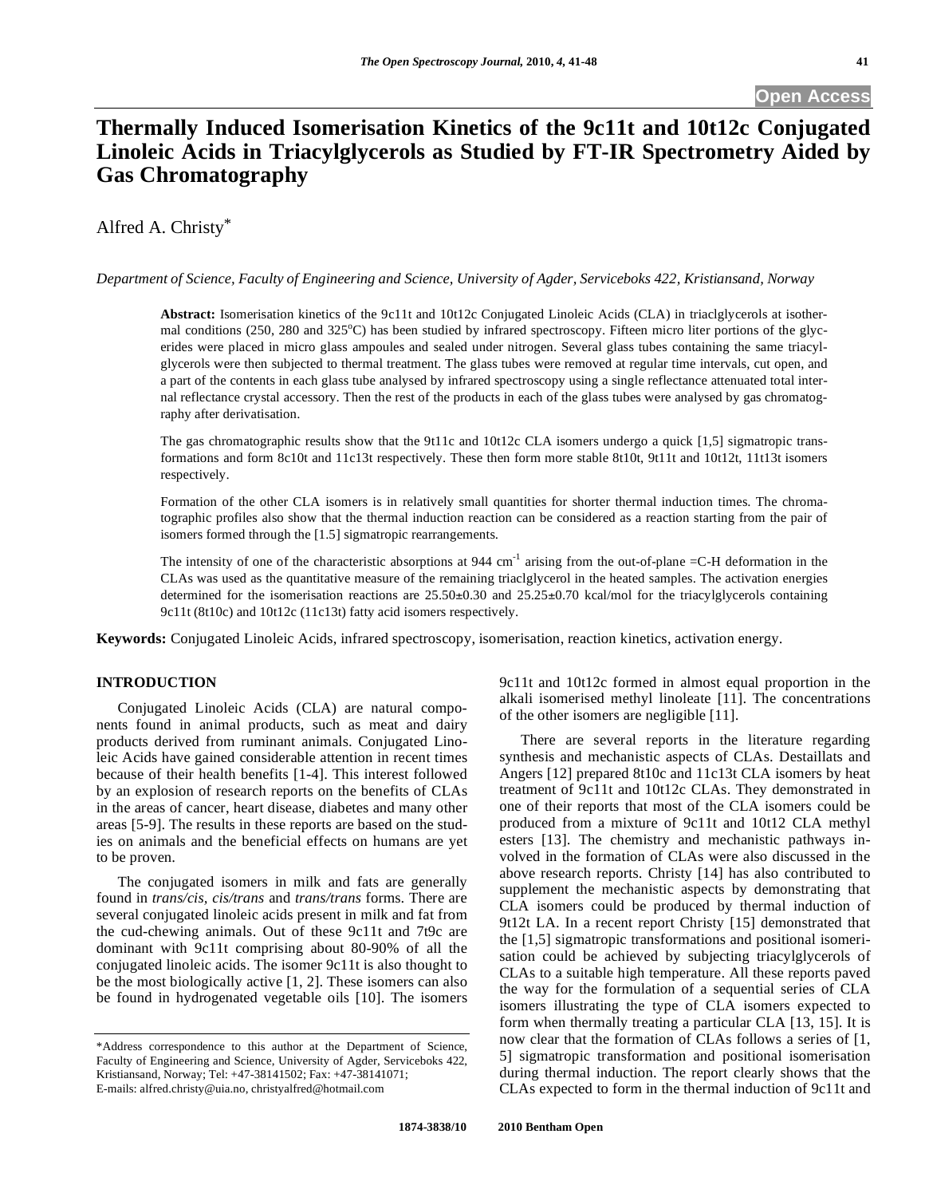# Thermally Induced Isomerisation Kinetics of the 9c11t and 10t12c Conjugated Linoleic Acids in Triacylglycerols as Studied by FT-IR Spectrometry Aided by Gas Chromatography

Alfred A. Christy*

*Department of Science, Faculty of Engineering and Science, University of Agder, Serviceboks 422, Kristiansand, Norway*

**Abstract:** Isomerisation kinetics of the 9c11t and 10t12c Conjugated Linoleic Acids (CLA) in triaclglycerols at isothermal conditions (250, 280 and 325°C) has been studied by infrared spectroscopy. Fifteen micro liter portions of the glycerides were placed in micro glass ampoules and sealed under nitrogen. Several glass tubes containing the same triacylglycerols were then subjected to thermal treatment. The glass tubes were removed at regular time intervals, cut open, and a part of the contents in each glass tube analysed by infrared spectroscopy using a single reflectance attenuated total internal reflectance crystal accessory. Then the rest of the products in each of the glass tubes were analysed by gas chromatography after derivatisation.

The gas chromatographic results show that the 9t11c and 10t12c CLA isomers undergo a quick [1,5] sigmatropic transformations and form 8c10t and 11c13t respectively. These then form more stable 8t10t, 9t11t and 10t12t, 11t13t isomers respectively.

Formation of the other CLA isomers is in relatively small quantities for shorter thermal induction times. The chromatographic profiles also show that the thermal induction reaction can be considered as a reaction starting from the pair of isomers formed through the [1.5] sigmatropic rearrangements.

The intensity of one of the characteristic absorptions at 944 $cm^{-1}$ arising from the out-of-plane =C-H deformation in the CLAs was used as the quantitative measure of the remaining triaclglycerol in the heated samples. The activation energies determined for the isomerisation reactions are 25.50±0.30 and 25.25±0.70 kcal/mol for the triacylglycerols containing 9c11t (8t10c) and 10t12c (11c13t) fatty acid isomers respectively.

**Keywords:** Conjugated Linoleic Acids, infrared spectroscopy, isomerisation, reaction kinetics, activation energy.

## INTRODUCTION

Conjugated Linoleic Acids (CLA) are natural components found in animal products, such as meat and dairy products derived from ruminant animals. Conjugated Linoleic Acids have gained considerable attention in recent times because of their health benefits [1-4]. This interest followed by an explosion of research reports on the benefits of CLAs in the areas of cancer, heart disease, diabetes and many other areas [5-9]. The results in these reports are based on the studies on animals and the beneficial effects on humans are yet to be proven.

The conjugated isomers in milk and fats are generally found in *trans/cis*, *cis/trans* and *trans/trans* forms. There are several conjugated linoleic acids present in milk and fat from the cud-chewing animals. Out of these 9c11t and 7t9c are dominant with 9c11t comprising about 80-90% of all the conjugated linoleic acids. The isomer 9c11t is also thought to be the most biologically active [1, 2]. These isomers can also be found in hydrogenated vegetable oils [10]. The isomers 9c11t and 10t12c formed in almost equal proportion in the alkali isomerised methyl linoleate [11]. The concentrations of the other isomers are negligible [11].

There are several reports in the literature regarding synthesis and mechanistic aspects of CLAs. Destaillats and Angers [12] prepared 8t10c and 11c13t CLA isomers by heat treatment of 9c11t and 10t12c CLAs. They demonstrated in one of their reports that most of the CLA isomers could be produced from a mixture of 9c11t and 10t12 CLA methyl esters [13]. The chemistry and mechanistic pathways involved in the formation of CLAs were also discussed in the above research reports. Christy [14] has also contributed to supplement the mechanistic aspects by demonstrating that CLA isomers could be produced by thermal induction of 9t12t LA. In a recent report Christy [15] demonstrated that the [1,5] sigmatropic transformations and positional isomerisation could be achieved by subjecting triacylglycerols of CLAs to a suitable high temperature. All these reports paved the way for the formulation of a sequential series of CLA isomers illustrating the type of CLA isomers expected to form when thermally treating a particular CLA [13, 15]. It is now clear that the formation of CLAs follows a series of [1, 5] sigmatropic transformation and positional isomerisation during thermal induction. The report clearly shows that the CLAs expected to form in the thermal induction of 9c11t and

*Address correspondence to this author at the Department of Science, Faculty of Engineering and Science, University of Agder, Serviceboks 422, Kristiansand, Norway; Tel: +47-38141502; Fax: +47-38141071; E-mails: alfred.christy@uia.no, christyalfred@hotmail.com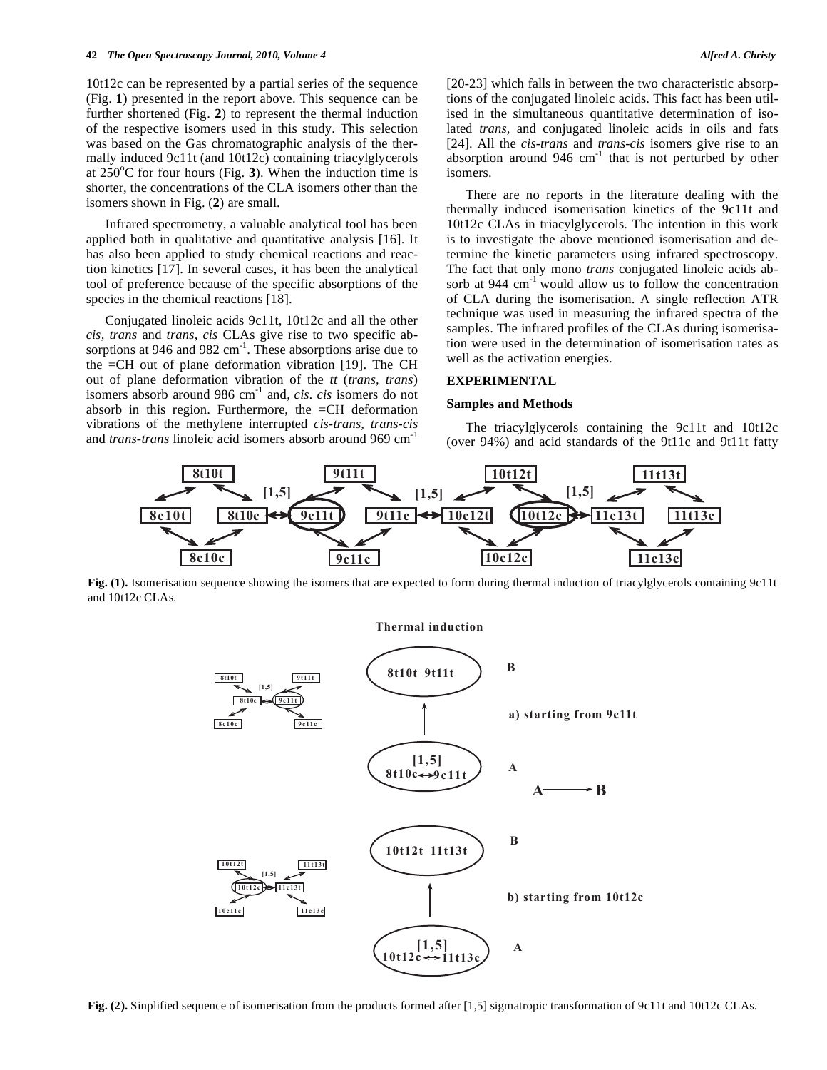10t12c can be represented by a partial series of the sequence (Fig. **1**) presented in the report above. This sequence can be further shortened (Fig. **2**) to represent the thermal induction of the respective isomers used in this study. This selection was based on the Gas chromatographic analysis of the thermally induced 9c11t (and 10t12c) containing triacylglycerols at 250°C for four hours (Fig. **3**). When the induction time is shorter, the concentrations of the CLA isomers other than the isomers shown in Fig. (**2**) are small.

Infrared spectrometry, a valuable analytical tool has been applied both in qualitative and quantitative analysis [16]. It has also been applied to study chemical reactions and reaction kinetics [17]. In several cases, it has been the analytical tool of preference because of the specific absorptions of the species in the chemical reactions [18].

Conjugated linoleic acids 9c11t, 10t12c and all the other *cis, trans* and *trans, cis* CLAs give rise to two specific absorptions at 946 and 982 $cm^{-1}$. These absorptions arise due to the =CH out of plane deformation vibration [19]. The CH out of plane deformation vibration of the *tt* (*trans, trans*) isomers absorb around 986 $cm^{-1}$ and, *cis. cis* isomers do not absorb in this region. Furthermore, the =CH deformation vibrations of the methylene interrupted *cis-trans, trans-cis* and *trans-trans* linoleic acid isomers absorb around 969 $cm^{-1}$ [20-23] which falls in between the two characteristic absorptions of the conjugated linoleic acids. This fact has been utilised in the simultaneous quantitative determination of isolated *trans*, and conjugated linoleic acids in oils and fats [24]. All the *cis-trans* and *trans-cis* isomers give rise to an absorption around 946 $cm^{-1}$ that is not perturbed by other isomers.

There are no reports in the literature dealing with the thermally induced isomerisation kinetics of the 9c11t and 10t12c CLAs in triacylglycerols. The intention in this work is to investigate the above mentioned isomerisation and determine the kinetic parameters using infrared spectroscopy. The fact that only mono *trans* conjugated linoleic acids absorb at 944 $cm^{-1}$ would allow us to follow the concentration of CLA during the isomerisation. A single reflection ATR technique was used in measuring the infrared spectra of the samples. The infrared profiles of the CLAs during isomerisation were used in the determination of isomerisation rates as well as the activation energies.

## EXPERIMENTAL

### Samples and Methods

The triacylglycerols containing the 9c11t and 10t12c (over 94%) and acid standards of the 9t11c and 9t11t fatty

**Fig. (1).** Isomerisation sequence showing the isomers that are expected to form during thermal induction of triacylglycerols containing 9c11t and 10t12c CLAs.

**Fig. (2).** Sinplified sequence of isomerisation from the products formed after [1,5] sigmatropic transformation of 9c11t and 10t12c CLAs.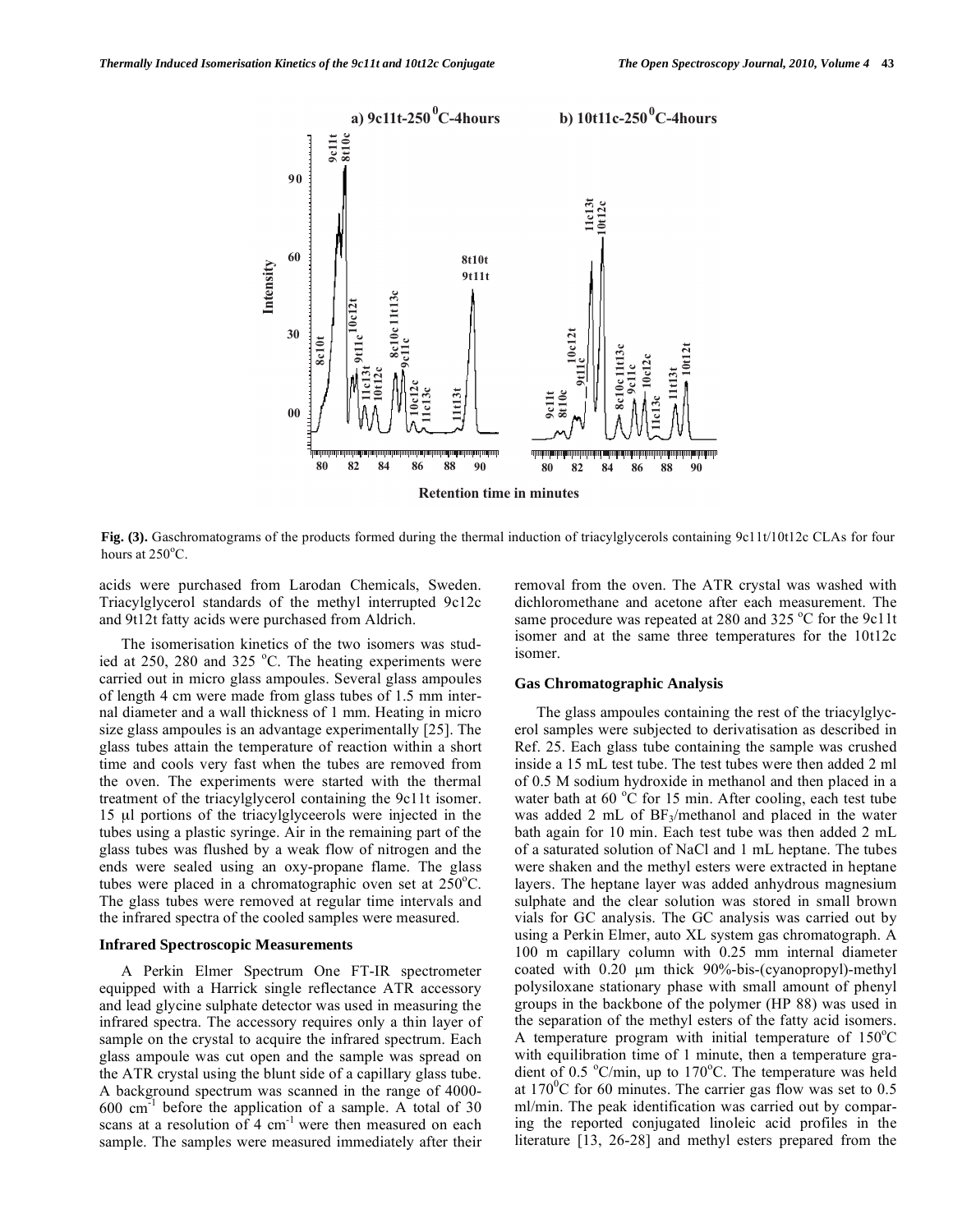**Fig. (3).** Gaschromatograms of the products formed during the thermal induction of triacylglycerols containing 9c11t/10t12c CLAs for four hours at 250°C.

acids were purchased from Larodan Chemicals, Sweden. Triacylglycerol standards of the methyl interrupted 9c12c and 9t12t fatty acids were purchased from Aldrich.

The isomerisation kinetics of the two isomers was studied at 250, 280 and 325 °C. The heating experiments were carried out in micro glass ampoules. Several glass ampoules of length 4 cm were made from glass tubes of 1.5 mm internal diameter and a wall thickness of 1 mm. Heating in micro size glass ampoules is an advantage experimentally [25]. The glass tubes attain the temperature of reaction within a short time and cools very fast when the tubes are removed from the oven. The experiments were started with the thermal treatment of the triacylglycerol containing the 9c11t isomer. 15 μl portions of the triacylglyceerols were injected in the tubes using a plastic syringe. Air in the remaining part of the glass tubes was flushed by a weak flow of nitrogen and the ends were sealed using an oxy-propane flame. The glass tubes were placed in a chromatographic oven set at 250°C. The glass tubes were removed at regular time intervals and the infrared spectra of the cooled samples were measured.

### Infrared Spectroscopic Measurements

A Perkin Elmer Spectrum One FT-IR spectrometer equipped with a Harrick single reflectance ATR accessory and lead glycine sulphate detector was used in measuring the infrared spectra. The accessory requires only a thin layer of sample on the crystal to acquire the infrared spectrum. Each glass ampoule was cut open and the sample was spread on the ATR crystal using the blunt side of a capillary glass tube. A background spectrum was scanned in the range of 4000-600 $cm^{-1}$ before the application of a sample. A total of 30 scans at a resolution of 4 $cm^{-1}$ were then measured on each sample. The samples were measured immediately after their removal from the oven. The ATR crystal was washed with dichloromethane and acetone after each measurement. The same procedure was repeated at 280 and 325 °C for the 9c11t isomer and at the same three temperatures for the 10t12c isomer.

### Gas Chromatographic Analysis

The glass ampoules containing the rest of the triacylglycerol samples were subjected to derivatisation as described in Ref. 25. Each glass tube containing the sample was crushed inside a 15 mL test tube. The test tubes were then added 2 ml of 0.5 M sodium hydroxide in methanol and then placed in a water bath at 60 °C for 15 min. After cooling, each test tube was added 2 mL of $BF_3$/methanol and placed in the water bath again for 10 min. Each test tube was then added 2 mL of a saturated solution of NaCl and 1 mL heptane. The tubes were shaken and the methyl esters were extracted in heptane layers. The heptane layer was added anhydrous magnesium sulphate and the clear solution was stored in small brown vials for GC analysis. The GC analysis was carried out by using a Perkin Elmer, auto XL system gas chromatograph. A 100 m capillary column with 0.25 mm internal diameter coated with 0.20 μm thick 90%-bis-(cyanopropyl)-methyl polysiloxane stationary phase with small amount of phenyl groups in the backbone of the polymer (HP 88) was used in the separation of the methyl esters of the fatty acid isomers. A temperature program with initial temperature of 150°C with equilibration time of 1 minute, then a temperature gradient of 0.5 °C/min, up to 170°C. The temperature was held at 170°C for 60 minutes. The carrier gas flow was set to 0.5 ml/min. The peak identification was carried out by comparing the reported conjugated linoleic acid profiles in the literature [13, 26-28] and methyl esters prepared from the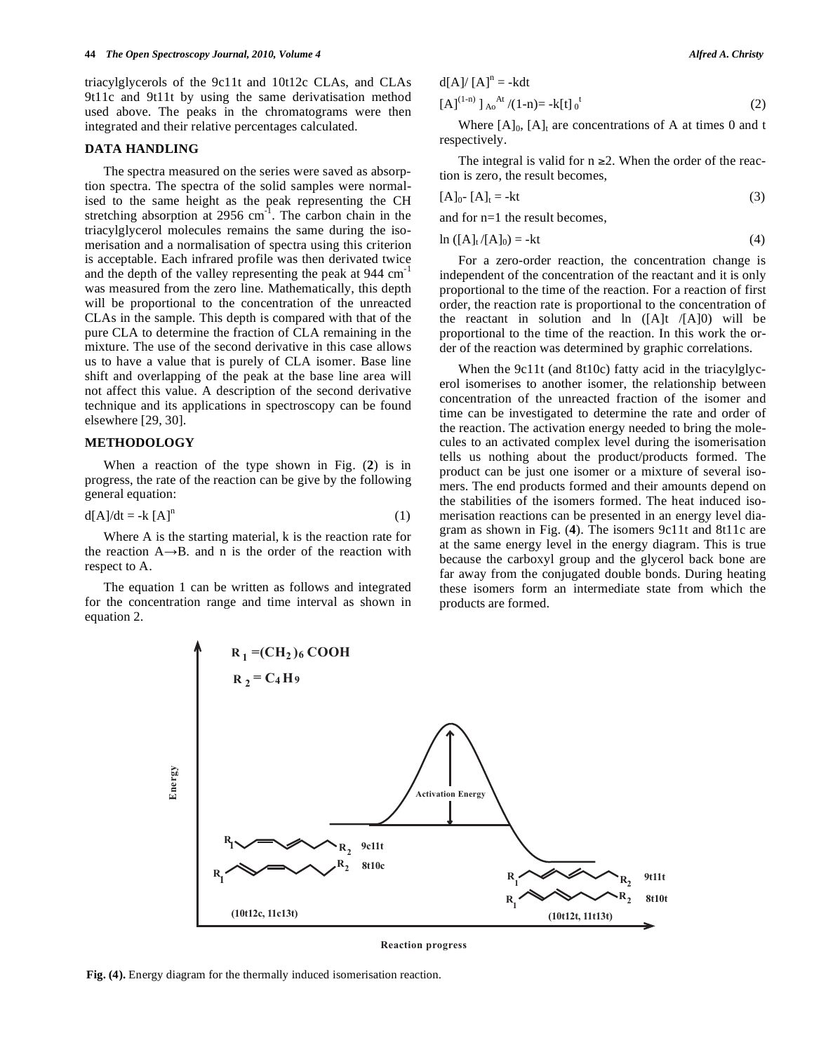triacylglycerols of the 9c11t and 10t12c CLAs, and CLAs 9t11c and 9t11t by using the same derivatisation method used above. The peaks in the chromatograms were then integrated and their relative percentages calculated.

## DATA HANDLING

The spectra measured on the series were saved as absorption spectra. The spectra of the solid samples were normalised to the same height as the peak representing the CH stretching absorption at 2956 $cm^{-1}$. The carbon chain in the triacylglycerol molecules remains the same during the isomerisation and a normalisation of spectra using this criterion is acceptable. Each infrared profile was then derivated twice and the depth of the valley representing the peak at 944 $cm^{-1}$ was measured from the zero line. Mathematically, this depth will be proportional to the concentration of the unreacted CLAs in the sample. This depth is compared with that of the pure CLA to determine the fraction of CLA remaining in the mixture. The use of the second derivative in this case allows us to have a value that is purely of CLA isomer. Base line shift and overlapping of the peak at the base line area will not affect this value. A description of the second derivative technique and its applications in spectroscopy can be found elsewhere [29, 30].

## METHODOLOGY

When a reaction of the type shown in Fig. (**2**) is in progress, the rate of the reaction can be give by the following general equation:

$$d[A]/dt = -k\,[A]^n \tag{1}$$

Where A is the starting material, k is the reaction rate for the reaction A→B. and n is the order of the reaction with respect to A.

The equation 1 can be written as follows and integrated for the concentration range and time interval as shown in equation 2.

$$d[A]/\,[A]^n = -kdt$$

$$[A]^{(1-n)}\,]_{Ao}^{At}\,/(1-n) = -k[t]_0^t \tag{2}$$

Where $[A]_0$, $[A]_t$ are concentrations of A at times 0 and t respectively.

The integral is valid for n ≥2. When the order of the reaction is zero, the result becomes,

$$[A]_0 - [A]_t = -kt \tag{3}$$

and for n=1 the result becomes,

$$\ln([A]_t/[A]_0) = -kt \tag{4}$$

For a zero-order reaction, the concentration change is independent of the concentration of the reactant and it is only proportional to the time of the reaction. For a reaction of first order, the reaction rate is proportional to the concentration of the reactant in solution and $\ln([A]t/[A]0)$ will be proportional to the time of the reaction. In this work the order of the reaction was determined by graphic correlations.

When the 9c11t (and 8t10c) fatty acid in the triacylglycerol isomerises to another isomer, the relationship between concentration of the unreacted fraction of the isomer and time can be investigated to determine the rate and order of the reaction. The activation energy needed to bring the molecules to an activated complex level during the isomerisation tells us nothing about the product/products formed. The product can be just one isomer or a mixture of several isomers. The end products formed and their amounts depend on the stabilities of the isomers formed. The heat induced isomerisation reactions can be presented in an energy level diagram as shown in Fig. (**4**). The isomers 9c11t and 8t11c are at the same energy level in the energy diagram. This is true because the carboxyl group and the glycerol back bone are far away from the conjugated double bonds. During heating these isomers form an intermediate state from which the products are formed.

**Fig. (4).** Energy diagram for the thermally induced isomerisation reaction.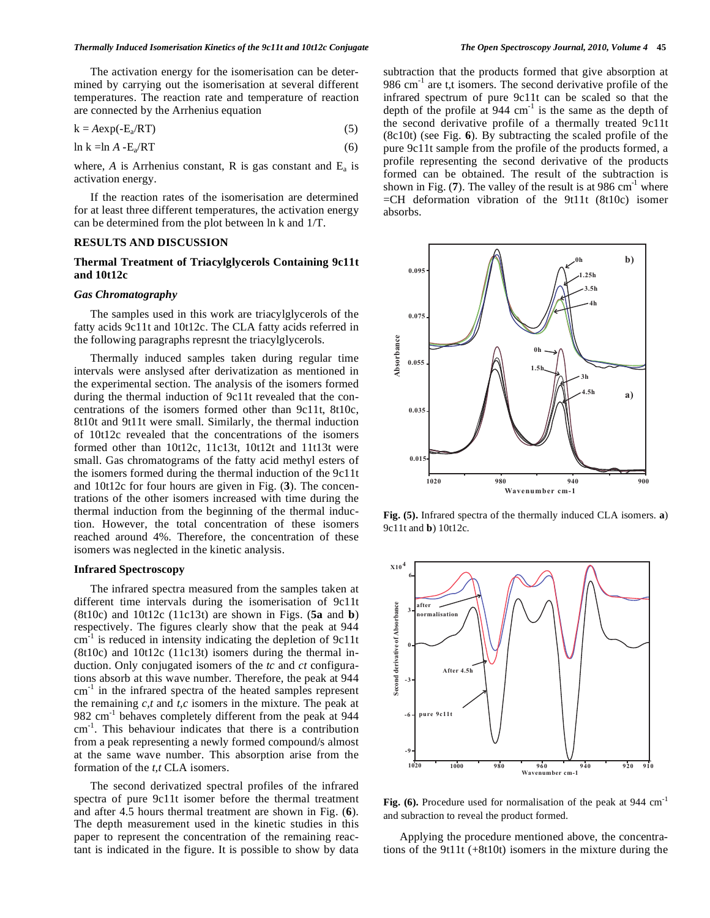The activation energy for the isomerisation can be determined by carrying out the isomerisation at several different temperatures. The reaction rate and temperature of reaction are connected by the Arrhenius equation

$$k = A\exp(-E_a/RT) \tag{5}$$

$$\ln k = \ln A - E_a/RT \tag{6}$$

where, $A$ is Arrhenius constant, R is gas constant and $E_a$ is activation energy.

If the reaction rates of the isomerisation are determined for at least three different temperatures, the activation energy can be determined from the plot between ln k and 1/T.

## RESULTS AND DISCUSSION

### Thermal Treatment of Triacylglycerols Containing 9c11t and 10t12c

#### *Gas Chromatography*

The samples used in this work are triacylglycerols of the fatty acids 9c11t and 10t12c. The CLA fatty acids referred in the following paragraphs represnt the triacylglycerols.

Thermally induced samples taken during regular time intervals were anslysed after derivatization as mentioned in the experimental section. The analysis of the isomers formed during the thermal induction of 9c11t revealed that the concentrations of the isomers formed other than 9c11t, 8t10c, 8t10t and 9t11t were small. Similarly, the thermal induction of 10t12c revealed that the concentrations of the isomers formed other than 10t12c, 11c13t, 10t12t and 11t13t were small. Gas chromatograms of the fatty acid methyl esters of the isomers formed during the thermal induction of the 9c11t and 10t12c for four hours are given in Fig. (**3**). The concentrations of the other isomers increased with time during the thermal induction from the beginning of the thermal induction. However, the total concentration of these isomers reached around 4%. Therefore, the concentration of these isomers was neglected in the kinetic analysis.

#### Infrared Spectroscopy

The infrared spectra measured from the samples taken at different time intervals during the isomerisation of 9c11t (8t10c) and 10t12c (11c13t) are shown in Figs. (**5a** and **b**) respectively. The figures clearly show that the peak at 944 $cm^{-1}$ is reduced in intensity indicating the depletion of 9c11t (8t10c) and 10t12c (11c13t) isomers during the thermal induction. Only conjugated isomers of the *tc* and *ct* configurations absorb at this wave number. Therefore, the peak at 944 $cm^{-1}$ in the infrared spectra of the heated samples represent the remaining *c,t* and *t,c* isomers in the mixture. The peak at 982 $cm^{-1}$ behaves completely different from the peak at 944 $cm^{-1}$. This behaviour indicates that there is a contribution from a peak representing a newly formed compound/s almost at the same wave number. This absorption arise from the formation of the *t,t* CLA isomers.

The second derivatized spectral profiles of the infrared spectra of pure 9c11t isomer before the thermal treatment and after 4.5 hours thermal treatment are shown in Fig. (**6**). The depth measurement used in the kinetic studies in this paper to represent the concentration of the remaining reactant is indicated in the figure. It is possible to show by data subtraction that the products formed that give absorption at 986 $cm^{-1}$ are t,t isomers. The second derivative profile of the infrared spectrum of pure 9c11t can be scaled so that the depth of the profile at 944 $cm^{-1}$ is the same as the depth of the second derivative profile of a thermally treated 9c11t (8c10t) (see Fig. **6**). By subtracting the scaled profile of the pure 9c11t sample from the profile of the products formed, a profile representing the second derivative of the products formed can be obtained. The result of the subtraction is shown in Fig. (**7**). The valley of the result is at 986 $cm^{-1}$ where =CH deformation vibration of the 9t11t (8t10c) isomer absorbs.

**Fig. (5).** Infrared spectra of the thermally induced CLA isomers. **a**) 9c11t and **b**) 10t12c.

**Fig. (6).** Procedure used for normalisation of the peak at 944 $cm^{-1}$ and subraction to reveal the product formed.

Applying the procedure mentioned above, the concentrations of the 9t11t (+8t10t) isomers in the mixture during the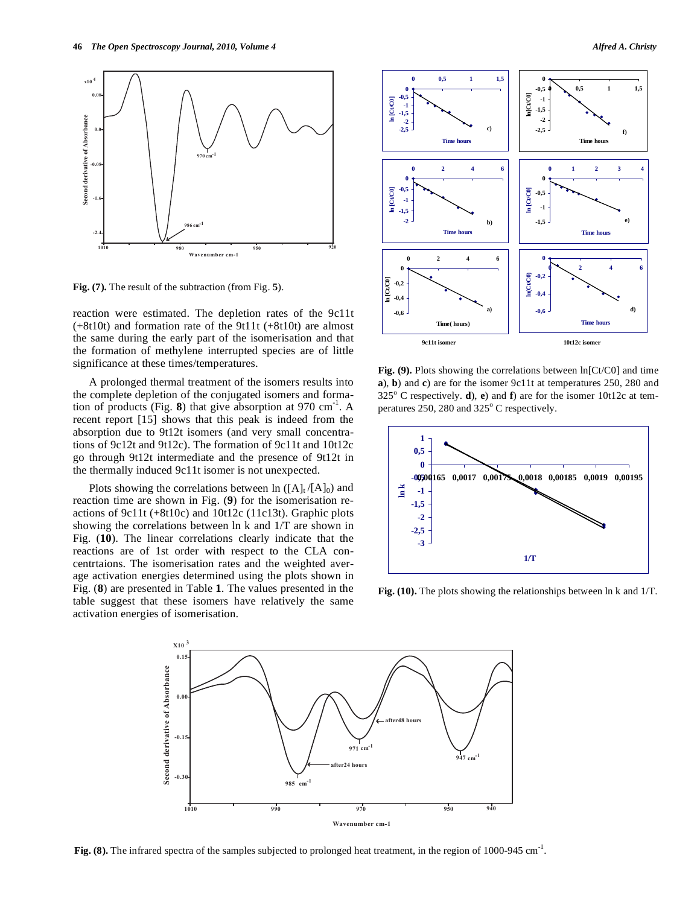**Fig. (7).** The result of the subtraction (from Fig. **5**).

reaction were estimated. The depletion rates of the 9c11t (+8t10t) and formation rate of the 9t11t (+8t10t) are almost the same during the early part of the isomerisation and that the formation of methylene interrupted species are of little significance at these times/temperatures.

A prolonged thermal treatment of the isomers results into the complete depletion of the conjugated isomers and formation of products (Fig. **8**) that give absorption at 970 cm$^{-1}$. A recent report [15] shows that this peak is indeed from the absorption due to 9t12t isomers (and very small concentrations of 9c12t and 9t12c). The formation of 9c11t and 10t12c go through 9t12t intermediate and the presence of 9t12t in the thermally induced 9c11t isomer is not unexpected.

Plots showing the correlations between ln $([A]_t/[A]_0)$ and reaction time are shown in Fig. (**9**) for the isomerisation reactions of 9c11t (+8t10c) and 10t12c (11c13t). Graphic plots showing the correlations between ln k and 1/T are shown in Fig. (**10**). The linear correlations clearly indicate that the reactions are of 1st order with respect to the CLA concentrtaions. The isomerisation rates and the weighted average activation energies determined using the plots shown in Fig. (**8**) are presented in Table **1**. The values presented in the table suggest that these isomers have relatively the same activation energies of isomerisation.

**Fig. (9).** Plots showing the correlations between ln[Ct/C0] and time **a**), **b**) and **c**) are for the isomer 9c11t at temperatures 250, 280 and 325$^o$ C respectively. **d**), **e**) and **f**) are for the isomer 10t12c at temperatures 250, 280 and 325$^o$ C respectively.

**Fig. (10).** The plots showing the relationships between ln k and 1/T.

**Fig. (8).** The infrared spectra of the samples subjected to prolonged heat treatment, in the region of 1000-945 cm$^{-1}$.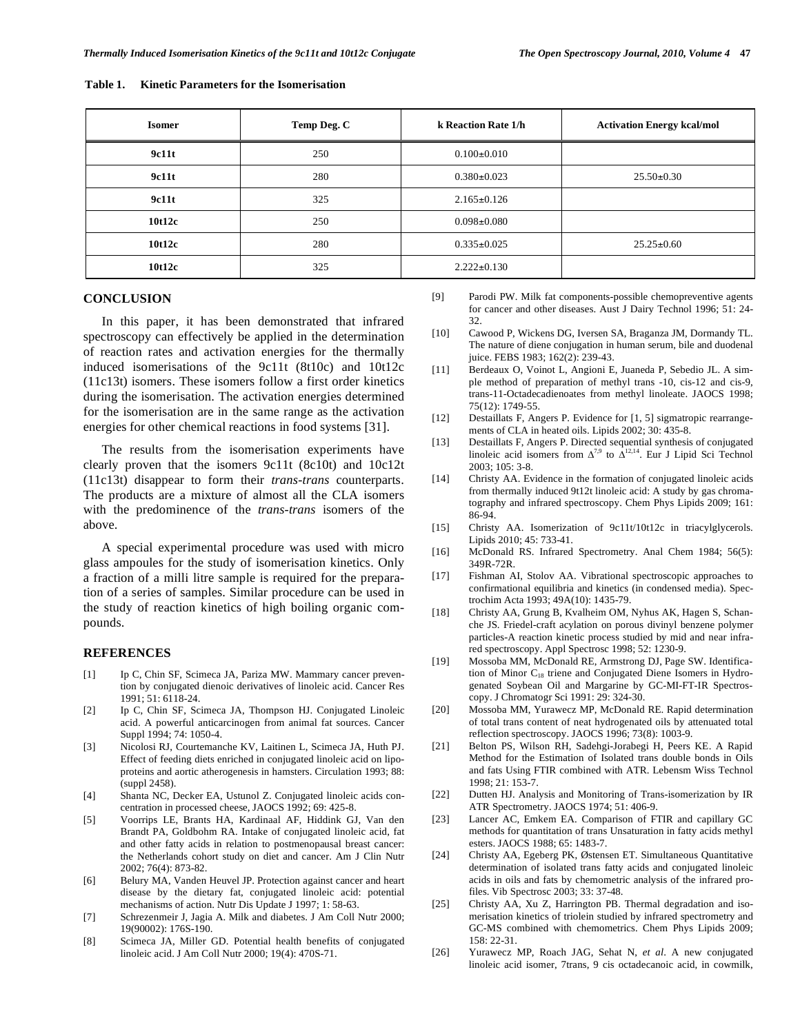**Table 1. Kinetic Parameters for the Isomerisation**

| Isomer | Temp Deg. C | k Reaction Rate 1/h | Activation Energy kcal/mol |
|---|---|---|---|
| **9c11t** | 250 | 0.100±0.010 | |
| **9c11t** | 280 | 0.380±0.023 | 25.50±0.30 |
| **9c11t** | 325 | 2.165±0.126 | |
| **10t12c** | 250 | 0.098±0.080 | |
| **10t12c** | 280 | 0.335±0.025 | 25.25±0.60 |
| **10t12c** | 325 | 2.222±0.130 | |

## CONCLUSION

In this paper, it has been demonstrated that infrared spectroscopy can effectively be applied in the determination of reaction rates and activation energies for the thermally induced isomerisations of the 9c11t (8t10c) and 10t12c (11c13t) isomers. These isomers follow a first order kinetics during the isomerisation. The activation energies determined for the isomerisation are in the same range as the activation energies for other chemical reactions in food systems [31].

The results from the isomerisation experiments have clearly proven that the isomers 9c11t (8c10t) and 10c12t (11c13t) disappear to form their *trans-trans* counterparts. The products are a mixture of almost all the CLA isomers with the predominence of the *trans-trans* isomers of the above.

A special experimental procedure was used with micro glass ampoules for the study of isomerisation kinetics. Only a fraction of a milli litre sample is required for the preparation of a series of samples. Similar procedure can be used in the study of reaction kinetics of high boiling organic compounds.

## REFERENCES

[1] Ip C, Chin SF, Scimeca JA, Pariza MW. Mammary cancer prevention by conjugated dienoic derivatives of linoleic acid. Cancer Res 1991; 51: 6118-24.

[2] Ip C, Chin SF, Scimeca JA, Thompson HJ. Conjugated Linoleic acid. A powerful anticarcinogen from animal fat sources. Cancer Suppl 1994; 74: 1050-4.

[3] Nicolosi RJ, Courtemanche KV, Laitinen L, Scimeca JA, Huth PJ. Effect of feeding diets enriched in conjugated linoleic acid on lipoproteins and aortic atherogenesis in hamsters. Circulation 1993; 88: (suppl 2458).

[4] Shanta NC, Decker EA, Ustunol Z. Conjugated linoleic acids concentration in processed cheese, JAOCS 1992; 69: 425-8.

[5] Voorrips LE, Brants HA, Kardinaal AF, Hiddink GJ, Van den Brandt PA, Goldbohm RA. Intake of conjugated linoleic acid, fat and other fatty acids in relation to postmenopausal breast cancer: the Netherlands cohort study on diet and cancer. Am J Clin Nutr 2002; 76(4): 873-82.

[6] Belury MA, Vanden Heuvel JP. Protection against cancer and heart disease by the dietary fat, conjugated linoleic acid: potential mechanisms of action. Nutr Dis Update J 1997; 1: 58-63.

[7] Schrezenmeir J, Jagia A. Milk and diabetes. J Am Coll Nutr 2000; 19(90002): 176S-190.

[8] Scimeca JA, Miller GD. Potential health benefits of conjugated linoleic acid. J Am Coll Nutr 2000; 19(4): 470S-71.

[9] Parodi PW. Milk fat components-possible chemopreventive agents for cancer and other diseases. Aust J Dairy Technol 1996; 51: 24-32.

[10] Cawood P, Wickens DG, Iversen SA, Braganza JM, Dormandy TL. The nature of diene conjugation in human serum, bile and duodenal juice. FEBS 1983; 162(2): 239-43.

[11] Berdeaux O, Voinot L, Angioni E, Juaneda P, Sebedio JL. A simple method of preparation of methyl trans -10, cis-12 and cis-9, trans-11-Octadecadienoates from methyl linoleate. JAOCS 1998; 75(12): 1749-55.

[12] Destaillats F, Angers P. Evidence for [1, 5] sigmatropic rearrangements of CLA in heated oils. Lipids 2002; 30: 435-8.

[13] Destaillats F, Angers P. Directed sequential synthesis of conjugated linoleic acid isomers from $\Delta^{7,9}$ to $\Delta^{12,14}$. Eur J Lipid Sci Technol 2003; 105: 3-8.

[14] Christy AA. Evidence in the formation of conjugated linoleic acids from thermally induced 9t12t linoleic acid: A study by gas chromatography and infrared spectroscopy. Chem Phys Lipids 2009; 161: 86-94.

[15] Christy AA. Isomerization of 9c11t/10t12c in triacylglycerols. Lipids 2010; 45: 733-41.

[16] McDonald RS. Infrared Spectrometry. Anal Chem 1984; 56(5): 349R-72R.

[17] Fishman AI, Stolov AA. Vibrational spectroscopic approaches to confirmational equilibria and kinetics (in condensed media). Spectrochim Acta 1993; 49A(10): 1435-79.

[18] Christy AA, Grung B, Kvalheim OM, Nyhus AK, Hagen S, Schanche JS. Friedel-craft acylation on porous divinyl benzene polymer particles-A reaction kinetic process studied by mid and near infrared spectroscopy. Appl Spectrosc 1998; 52: 1230-9.

[19] Mossoba MM, McDonald RE, Armstrong DJ, Page SW. Identification of Minor $C_{18}$ triene and Conjugated Diene Isomers in Hydrogenated Soybean Oil and Margarine by GC-MI-FT-IR Spectroscopy. J Chromatogr Sci 1991: 29: 324-30.

[20] Mossoba MM, Yurawecz MP, McDonald RE. Rapid determination of total trans content of neat hydrogenated oils by attenuated total reflection spectroscopy. JAOCS 1996; 73(8): 1003-9.

[21] Belton PS, Wilson RH, Sadehgi-Jorabegi H, Peers KE. A Rapid Method for the Estimation of Isolated trans double bonds in Oils and fats Using FTIR combined with ATR. Lebensm Wiss Technol 1998; 21: 153-7.

[22] Dutten HJ. Analysis and Monitoring of Trans-isomerization by IR ATR Spectrometry. JAOCS 1974; 51: 406-9.

[23] Lancer AC, Emkem EA. Comparison of FTIR and capillary GC methods for quantitation of trans Unsaturation in fatty acids methyl esters. JAOCS 1988; 65: 1483-7.

[24] Christy AA, Egeberg PK, Østensen ET. Simultaneous Quantitative determination of isolated trans fatty acids and conjugated linoleic acids in oils and fats by chemometric analysis of the infrared profiles. Vib Spectrosc 2003; 33: 37-48.

[25] Christy AA, Xu Z, Harrington PB. Thermal degradation and isomerisation kinetics of triolein studied by infrared spectrometry and GC-MS combined with chemometrics. Chem Phys Lipids 2009; 158: 22-31.

[26] Yurawecz MP, Roach JAG, Sehat N, *et al*. A new conjugated linoleic acid isomer, 7trans, 9 cis octadecanoic acid, in cowmilk,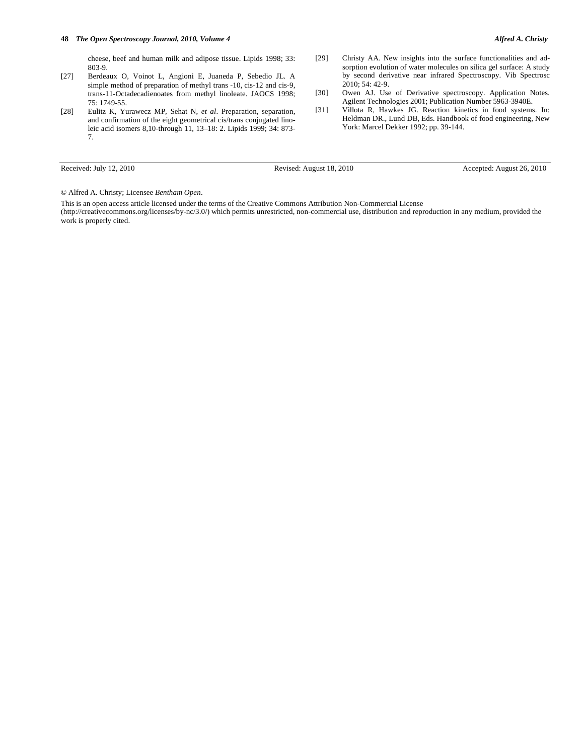cheese, beef and human milk and adipose tissue. Lipids 1998; 33: 803-9.

[27] Berdeaux O, Voinot L, Angioni E, Juaneda P, Sebedio JL. A simple method of preparation of methyl trans -10, cis-12 and cis-9, trans-11-Octadecadienoates from methyl linoleate. JAOCS 1998; 75: 1749-55.

[28] Eulitz K, Yurawecz MP, Sehat N, *et al*. Preparation, separation, and confirmation of the eight geometrical cis/trans conjugated linoleic acid isomers 8,10-through 11, 13–18: 2. Lipids 1999; 34: 873-7.

[29] Christy AA. New insights into the surface functionalities and adsorption evolution of water molecules on silica gel surface: A study by second derivative near infrared Spectroscopy. Vib Spectrosc 2010; 54: 42-9.

[30] Owen AJ. Use of Derivative spectroscopy. Application Notes. Agilent Technologies 2001; Publication Number 5963-3940E.

[31] Villota R, Hawkes JG. Reaction kinetics in food systems. In: Heldman DR., Lund DB, Eds. Handbook of food engineering, New York: Marcel Dekker 1992; pp. 39-144.

Received: July 12, 2010 Revised: August 18, 2010 Accepted: August 26, 2010

© Alfred A. Christy; Licensee *Bentham Open*.

This is an open access article licensed under the terms of the Creative Commons Attribution Non-Commercial License (http://creativecommons.org/licenses/by-nc/3.0/) which permits unrestricted, non-commercial use, distribution and reproduction in any medium, provided the work is properly cited.